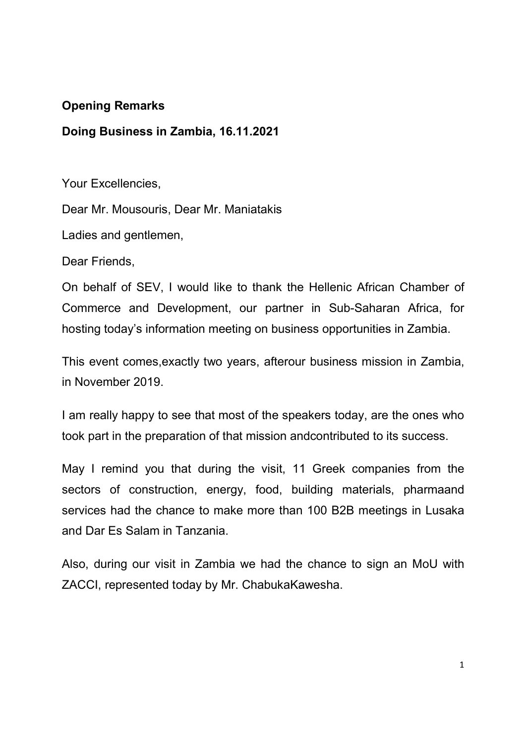**Opening Remarks**

**Doing Business in Zambia, 16.11.2021**

Your Excellencies,

Dear Mr. Mousouris, Dear Mr. Maniatakis

Ladies and gentlemen,

Dear Friends,

On behalf of SEV, I would like to thank the Hellenic African Chamber of Commerce and Development, our partner in Sub-Saharan Africa, for hosting today's information meeting on business opportunities in Zambia.

This event comes,exactly two years, afterour business mission in Zambia, in November 2019.

I am really happy to see that most of the speakers today, are the ones who took part in the preparation of that mission andcontributed to its success.

May I remind you that during the visit, 11 Greek companies from the sectors of construction, energy, food, building materials, pharmaand services had the chance to make more than 100 B2B meetings in Lusaka and Dar Es Salam in Tanzania.

Also, during our visit in Zambia we had the chance to sign an MoU with ZACCI, represented today by Mr. ChabukaKawesha.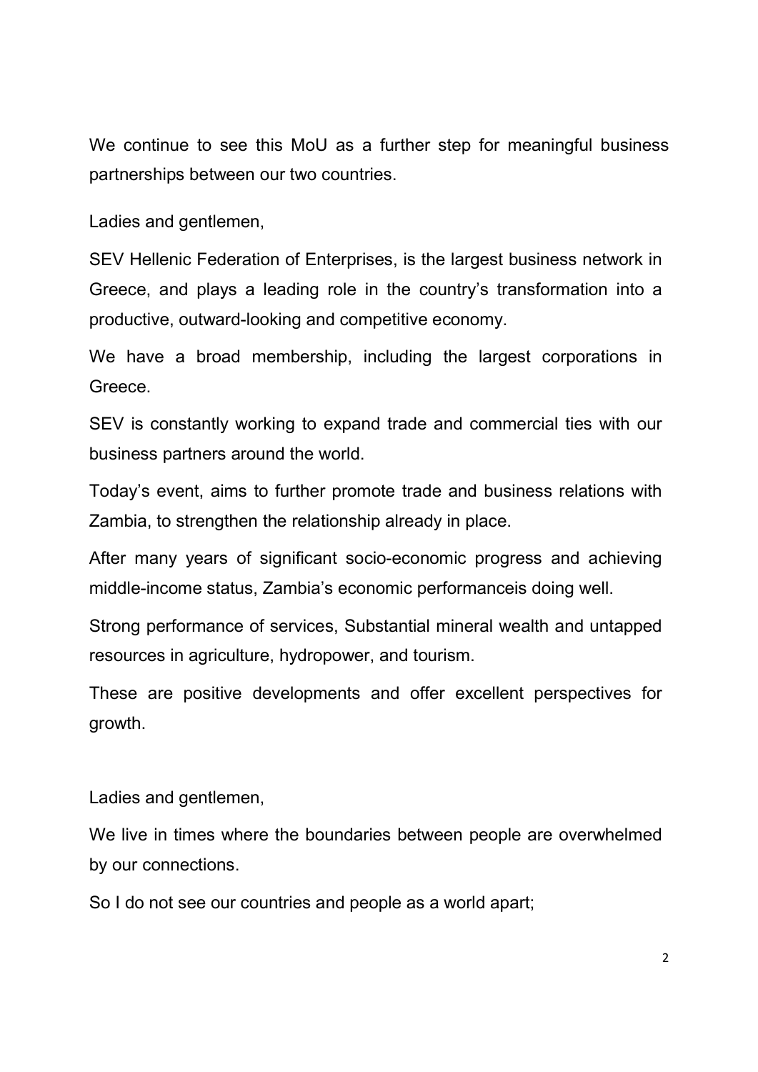We continue to see this MoU as a further step for meaningful business partnerships between our two countries.

Ladies and gentlemen,

SEV Hellenic Federation of Enterprises, is the largest business network in Greece, and plays a leading role in the country's transformation into a productive, outward-looking and competitive economy.

We have a broad membership, including the largest corporations in Greece.

SEV is constantly working to expand trade and commercial ties with our business partners around the world.

Today's event, aims to further promote trade and business relations with Zambia, to strengthen the relationship already in place.

After many years of significant socio-economic progress and achieving middle-income status, Zambia's economic performanceis doing well.

Strong performance of services, Substantial mineral wealth and untapped resources in agriculture, hydropower, and tourism.

These are positive developments and offer excellent perspectives for growth.

Ladies and gentlemen,

We live in times where the boundaries between people are overwhelmed by our connections.

So I do not see our countries and people as a world apart;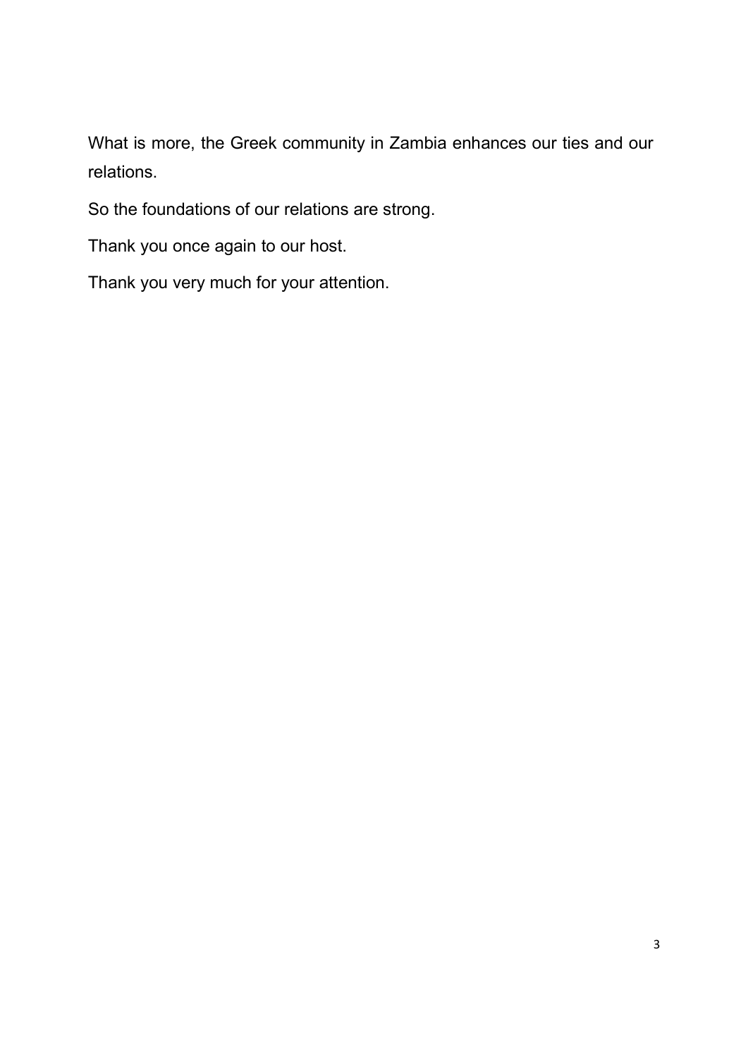What is more, the Greek community in Zambia enhances our ties and our relations.

So the foundations of our relations are strong.

Thank you once again to our host.

Thank you very much for your attention.